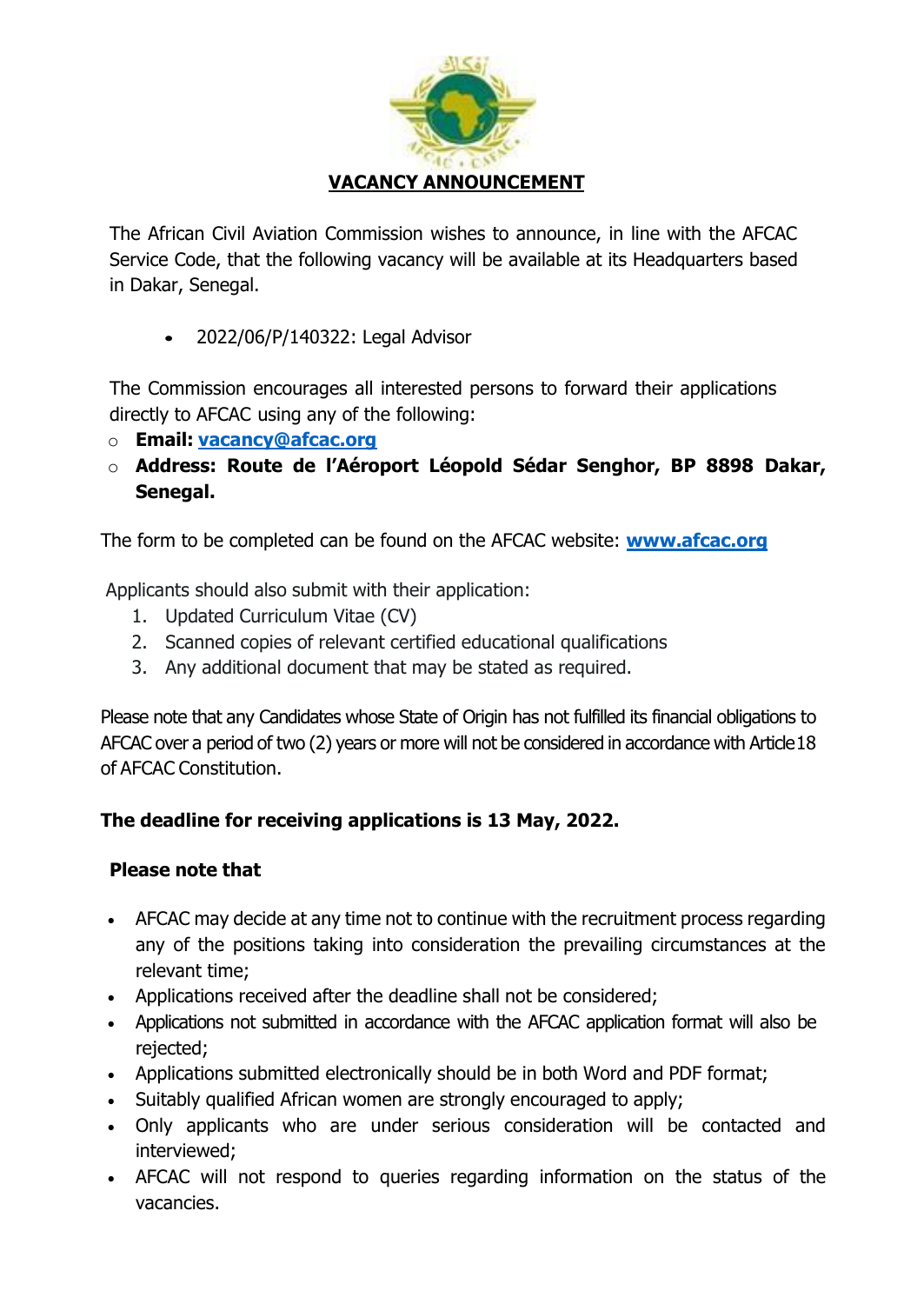**VACANCY ANNOUNCEMENT**

The African Civil Aviation Commission wishes to announce, in line with the AFCAC Service Code, that the following vacancy will be available at its Headquarters based in Dakar, Senegal.

- 2022/06/P/140322: Legal Advisor

The Commission encourages all interested persons to forward their applications directly to AFCAC using any of the following:

- **Email:** **vacancy@afcac.org**
- **Address: Route de l'Aéroport Léopold Sédar Senghor, BP 8898 Dakar, Senegal.**

The form to be completed can be found on the AFCAC website: **www.afcac.org**

Applicants should also submit with their application:

1. Updated Curriculum Vitae (CV)
2. Scanned copies of relevant certified educational qualifications
3. Any additional document that may be stated as required.

Please note that any Candidates whose State of Origin has not fulfilled its financial obligations to AFCAC over a period of two (2) years or more will not be considered in accordance with Article 18 of AFCAC Constitution.

**The deadline for receiving applications is 13 May, 2022.**

**Please note that**

- AFCAC may decide at any time not to continue with the recruitment process regarding any of the positions taking into consideration the prevailing circumstances at the relevant time;
- Applications received after the deadline shall not be considered;
- Applications not submitted in accordance with the AFCAC application format will also be rejected;
- Applications submitted electronically should be in both Word and PDF format;
- Suitably qualified African women are strongly encouraged to apply;
- Only applicants who are under serious consideration will be contacted and interviewed;
- AFCAC will not respond to queries regarding information on the status of the vacancies.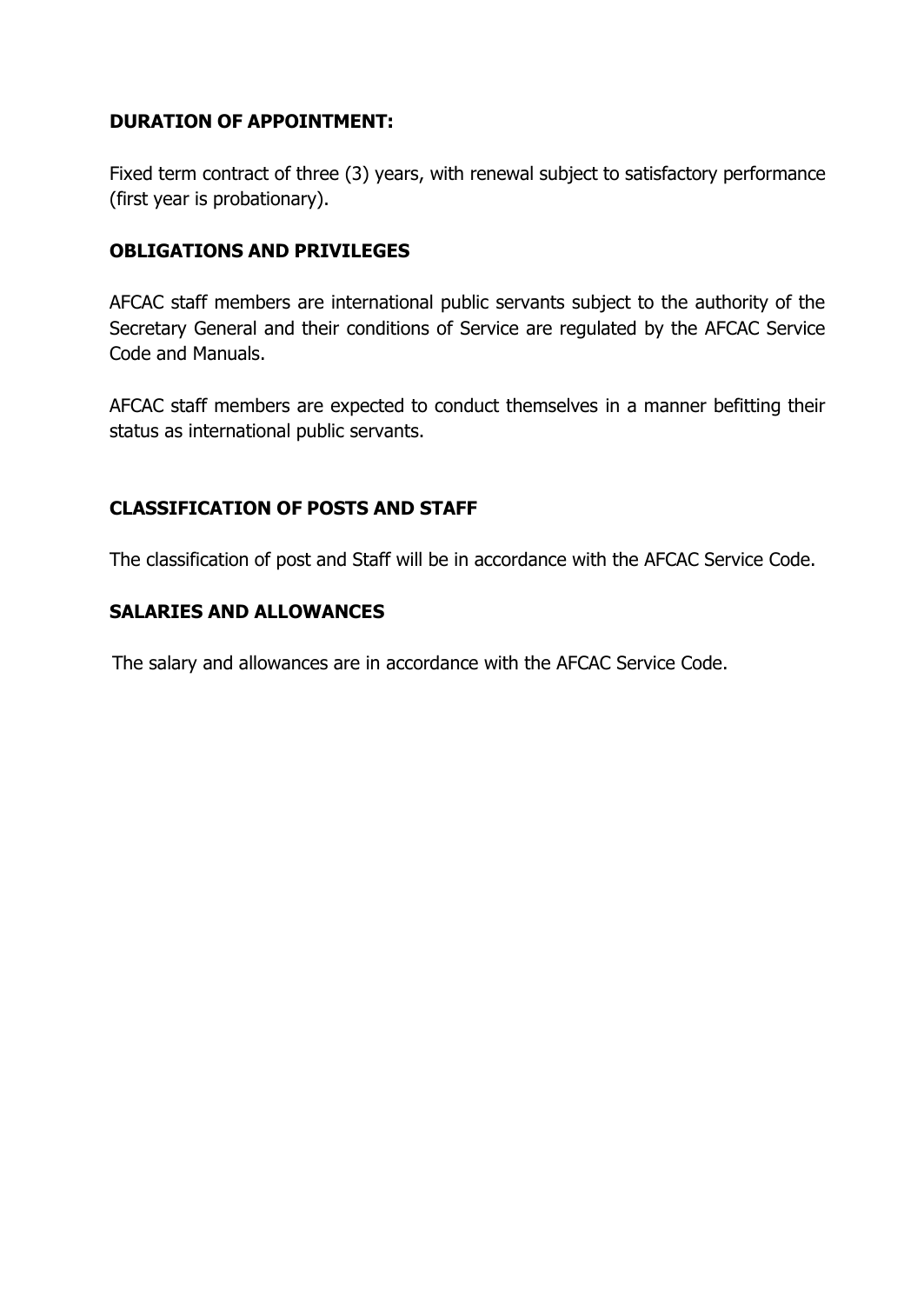### DURATION OF APPOINTMENT:

Fixed term contract of three (3) years, with renewal subject to satisfactory performance (first year is probationary).

### OBLIGATIONS AND PRIVILEGES

AFCAC staff members are international public servants subject to the authority of the Secretary General and their conditions of Service are regulated by the AFCAC Service Code and Manuals.

AFCAC staff members are expected to conduct themselves in a manner befitting their status as international public servants.

### CLASSIFICATION OF POSTS AND STAFF

The classification of post and Staff will be in accordance with the AFCAC Service Code.

### SALARIES AND ALLOWANCES

The salary and allowances are in accordance with the AFCAC Service Code.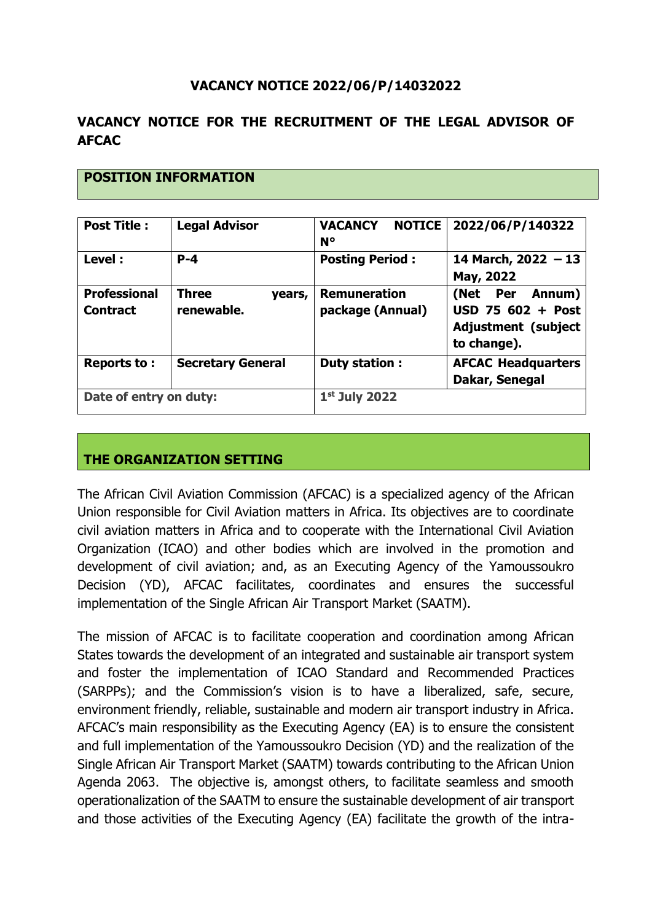**VACANCY NOTICE 2022/06/P/14032022**

**VACANCY NOTICE FOR THE RECRUITMENT OF THE LEGAL ADVISOR OF AFCAC**

## POSITION INFORMATION

| **Post Title :** | **Legal Advisor** | **VACANCY NOTICE N°** | **2022/06/P/140322** |
|---|---|---|---|
| **Level :** | **P-4** | **Posting Period :** | **14 March, 2022 – 13 May, 2022** |
| **Professional Contract** | **Three years, renewable.** | **Remuneration package (Annual)** | **(Net Per Annum) USD 75 602 + Post Adjustment (subject to change).** |
| **Reports to :** | **Secretary General** | **Duty station :** | **AFCAC Headquarters Dakar, Senegal** |
| **Date of entry on duty:** | | **1st July 2022** | |

## THE ORGANIZATION SETTING

The African Civil Aviation Commission (AFCAC) is a specialized agency of the African Union responsible for Civil Aviation matters in Africa. Its objectives are to coordinate civil aviation matters in Africa and to cooperate with the International Civil Aviation Organization (ICAO) and other bodies which are involved in the promotion and development of civil aviation; and, as an Executing Agency of the Yamoussoukro Decision (YD), AFCAC facilitates, coordinates and ensures the successful implementation of the Single African Air Transport Market (SAATM).

The mission of AFCAC is to facilitate cooperation and coordination among African States towards the development of an integrated and sustainable air transport system and foster the implementation of ICAO Standard and Recommended Practices (SARPPs); and the Commission's vision is to have a liberalized, safe, secure, environment friendly, reliable, sustainable and modern air transport industry in Africa. AFCAC's main responsibility as the Executing Agency (EA) is to ensure the consistent and full implementation of the Yamoussoukro Decision (YD) and the realization of the Single African Air Transport Market (SAATM) towards contributing to the African Union Agenda 2063. The objective is, amongst others, to facilitate seamless and smooth operationalization of the SAATM to ensure the sustainable development of air transport and those activities of the Executing Agency (EA) facilitate the growth of the intra-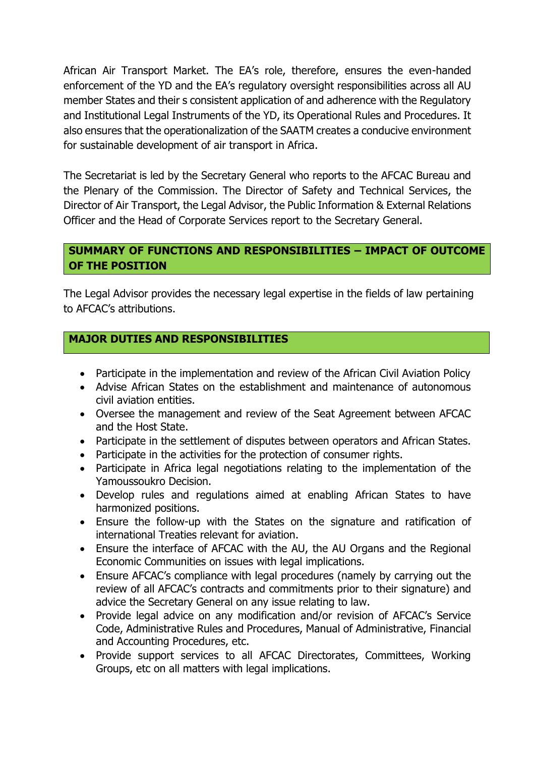African Air Transport Market. The EA's role, therefore, ensures the even-handed enforcement of the YD and the EA's regulatory oversight responsibilities across all AU member States and their s consistent application of and adherence with the Regulatory and Institutional Legal Instruments of the YD, its Operational Rules and Procedures. It also ensures that the operationalization of the SAATM creates a conducive environment for sustainable development of air transport in Africa.

The Secretariat is led by the Secretary General who reports to the AFCAC Bureau and the Plenary of the Commission. The Director of Safety and Technical Services, the Director of Air Transport, the Legal Advisor, the Public Information & External Relations Officer and the Head of Corporate Services report to the Secretary General.

## SUMMARY OF FUNCTIONS AND RESPONSIBILITIES – IMPACT OF OUTCOME OF THE POSITION

The Legal Advisor provides the necessary legal expertise in the fields of law pertaining to AFCAC's attributions.

## MAJOR DUTIES AND RESPONSIBILITIES

- Participate in the implementation and review of the African Civil Aviation Policy
- Advise African States on the establishment and maintenance of autonomous civil aviation entities.
- Oversee the management and review of the Seat Agreement between AFCAC and the Host State.
- Participate in the settlement of disputes between operators and African States.
- Participate in the activities for the protection of consumer rights.
- Participate in Africa legal negotiations relating to the implementation of the Yamoussoukro Decision.
- Develop rules and regulations aimed at enabling African States to have harmonized positions.
- Ensure the follow-up with the States on the signature and ratification of international Treaties relevant for aviation.
- Ensure the interface of AFCAC with the AU, the AU Organs and the Regional Economic Communities on issues with legal implications.
- Ensure AFCAC's compliance with legal procedures (namely by carrying out the review of all AFCAC's contracts and commitments prior to their signature) and advice the Secretary General on any issue relating to law.
- Provide legal advice on any modification and/or revision of AFCAC's Service Code, Administrative Rules and Procedures, Manual of Administrative, Financial and Accounting Procedures, etc.
- Provide support services to all AFCAC Directorates, Committees, Working Groups, etc on all matters with legal implications.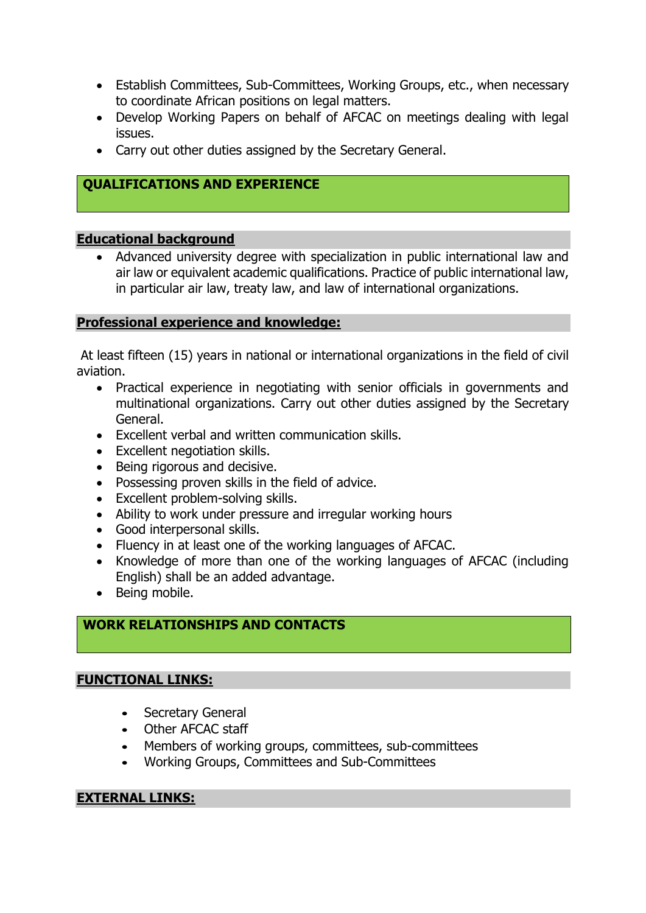- Establish Committees, Sub-Committees, Working Groups, etc., when necessary to coordinate African positions on legal matters.
- Develop Working Papers on behalf of AFCAC on meetings dealing with legal issues.
- Carry out other duties assigned by the Secretary General.

## QUALIFICATIONS AND EXPERIENCE

### Educational background

- Advanced university degree with specialization in public international law and air law or equivalent academic qualifications. Practice of public international law, in particular air law, treaty law, and law of international organizations.

### Professional experience and knowledge:

At least fifteen (15) years in national or international organizations in the field of civil aviation.

- Practical experience in negotiating with senior officials in governments and multinational organizations. Carry out other duties assigned by the Secretary General.
- Excellent verbal and written communication skills.
- Excellent negotiation skills.
- Being rigorous and decisive.
- Possessing proven skills in the field of advice.
- Excellent problem-solving skills.
- Ability to work under pressure and irregular working hours
- Good interpersonal skills.
- Fluency in at least one of the working languages of AFCAC.
- Knowledge of more than one of the working languages of AFCAC (including English) shall be an added advantage.
- Being mobile.

## WORK RELATIONSHIPS AND CONTACTS

### FUNCTIONAL LINKS:

- Secretary General
- Other AFCAC staff
- Members of working groups, committees, sub-committees
- Working Groups, Committees and Sub-Committees

### EXTERNAL LINKS: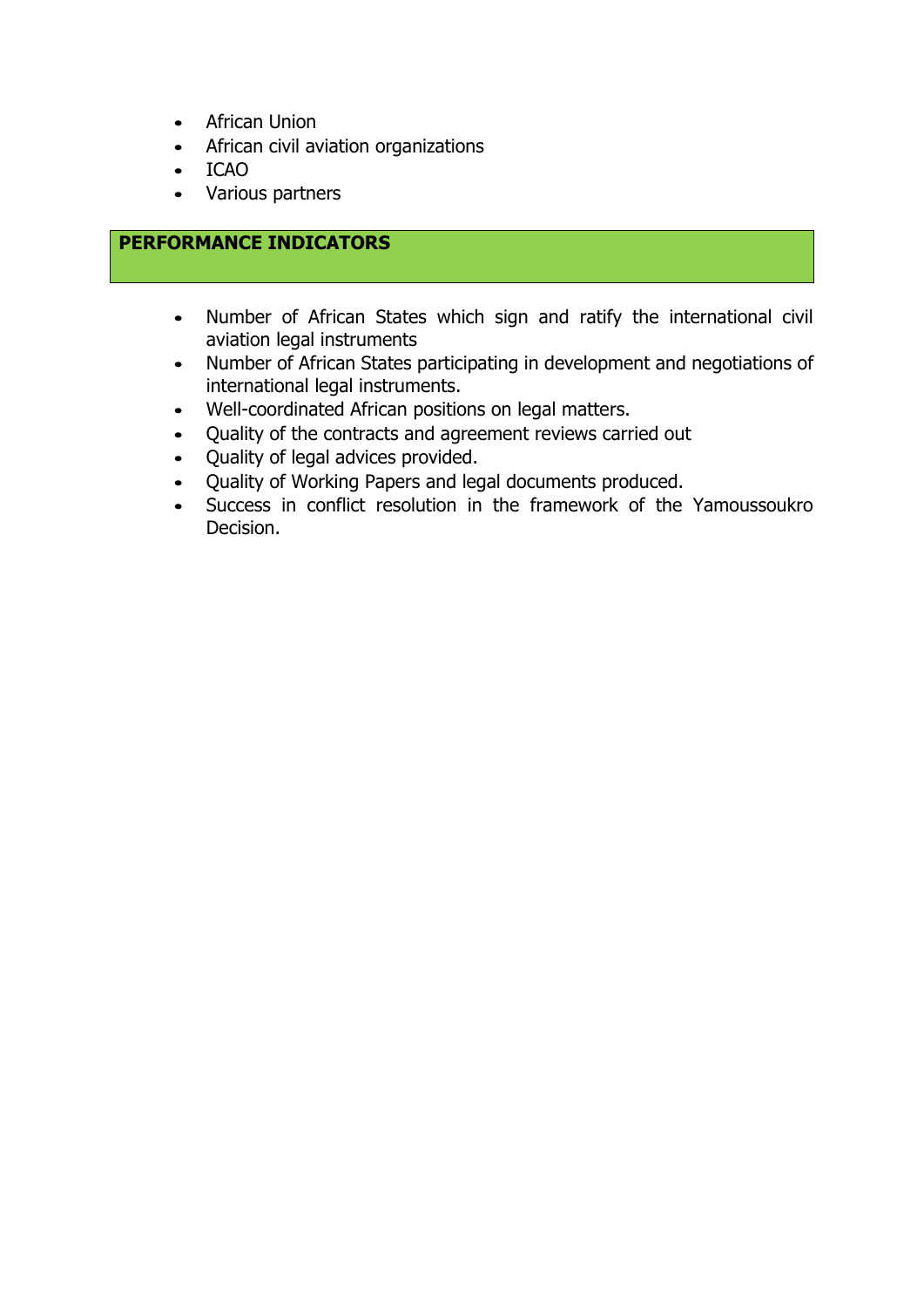- African Union
- African civil aviation organizations
- ICAO
- Various partners

## PERFORMANCE INDICATORS

- Number of African States which sign and ratify the international civil aviation legal instruments
- Number of African States participating in development and negotiations of international legal instruments.
- Well-coordinated African positions on legal matters.
- Quality of the contracts and agreement reviews carried out
- Quality of legal advices provided.
- Quality of Working Papers and legal documents produced.
- Success in conflict resolution in the framework of the Yamoussoukro Decision.